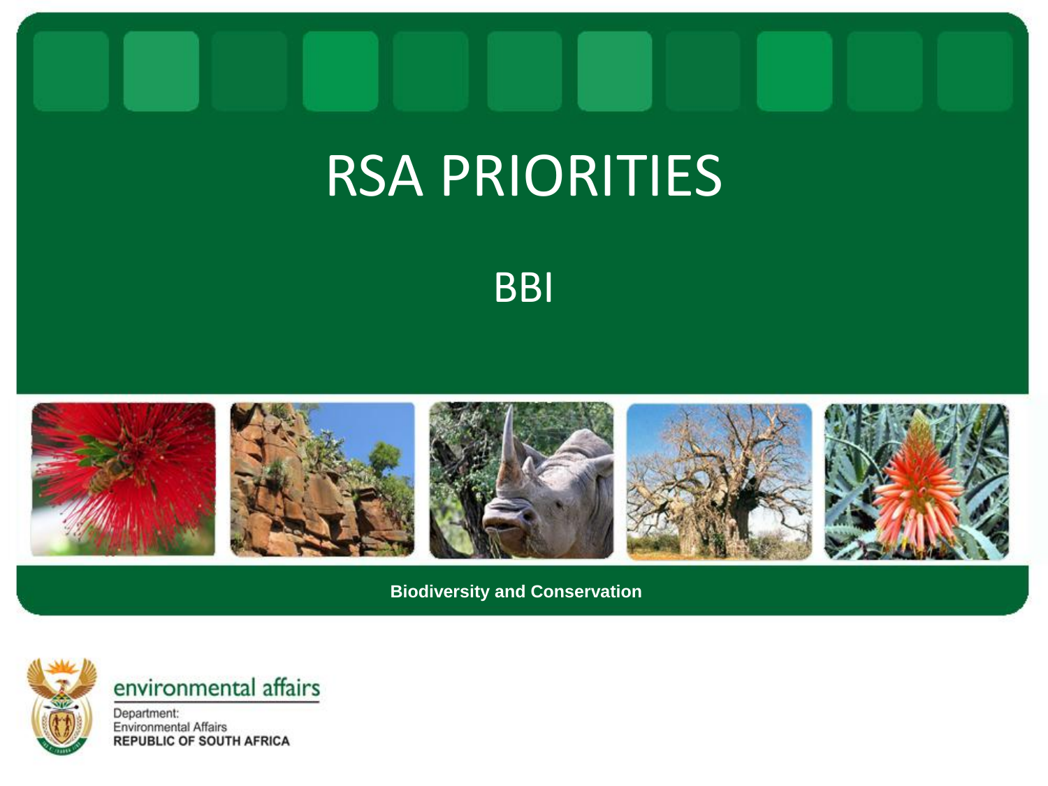# RSA PRIORITIES

## BBI

**Biodiversity and Conservation**

environmental affairs

Department:
Environmental Affairs
**REPUBLIC OF SOUTH AFRICA**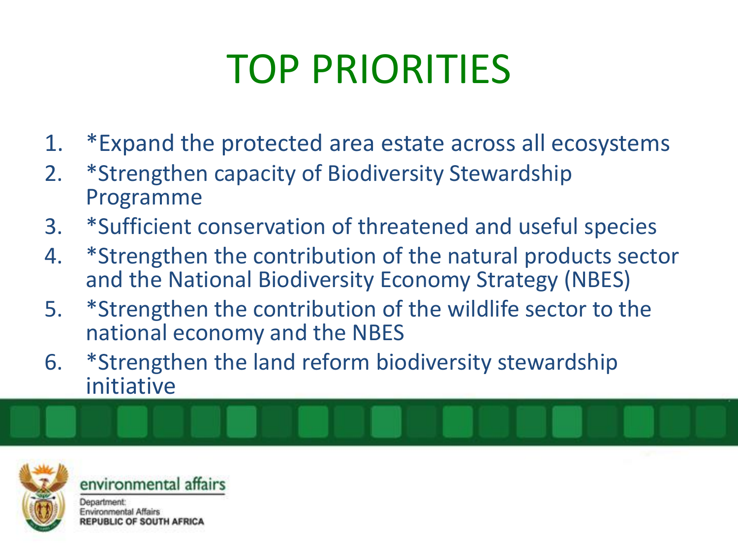# TOP PRIORITIES

1. *Expand the protected area estate across all ecosystems
2. *Strengthen capacity of Biodiversity Stewardship Programme
3. *Sufficient conservation of threatened and useful species
4. *Strengthen the contribution of the natural products sector and the National Biodiversity Economy Strategy (NBES)
5. *Strengthen the contribution of the wildlife sector to the national economy and the NBES
6. *Strengthen the land reform biodiversity stewardship initiative

environmental affairs

Department:
Environmental Affairs
REPUBLIC OF SOUTH AFRICA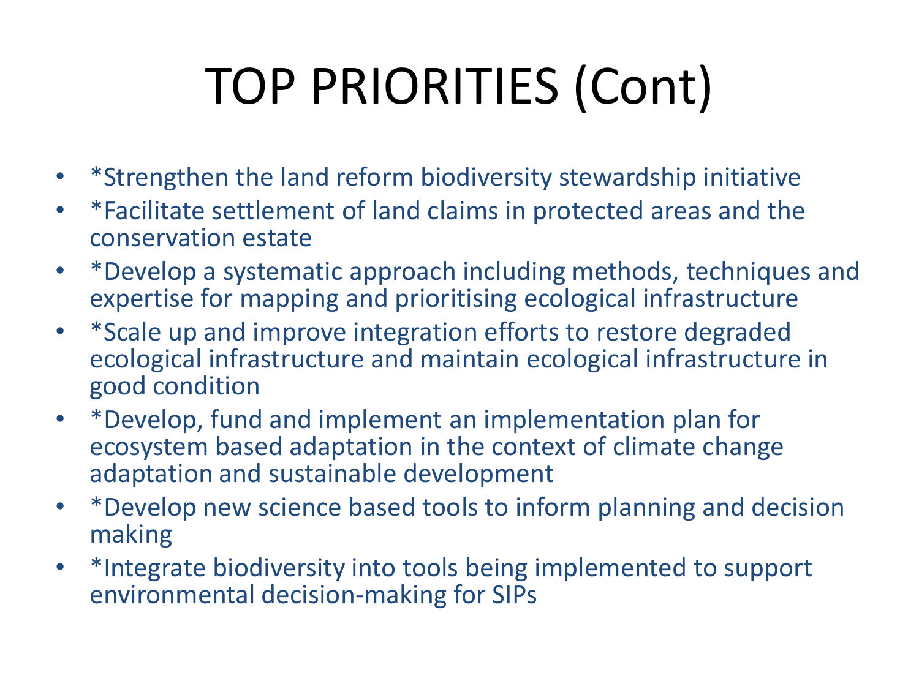# TOP PRIORITIES (Cont)

- *Strengthen the land reform biodiversity stewardship initiative
- *Facilitate settlement of land claims in protected areas and the conservation estate
- *Develop a systematic approach including methods, techniques and expertise for mapping and prioritising ecological infrastructure
- *Scale up and improve integration efforts to restore degraded ecological infrastructure and maintain ecological infrastructure in good condition
- *Develop, fund and implement an implementation plan for ecosystem based adaptation in the context of climate change adaptation and sustainable development
- *Develop new science based tools to inform planning and decision making
- *Integrate biodiversity into tools being implemented to support environmental decision-making for SIPs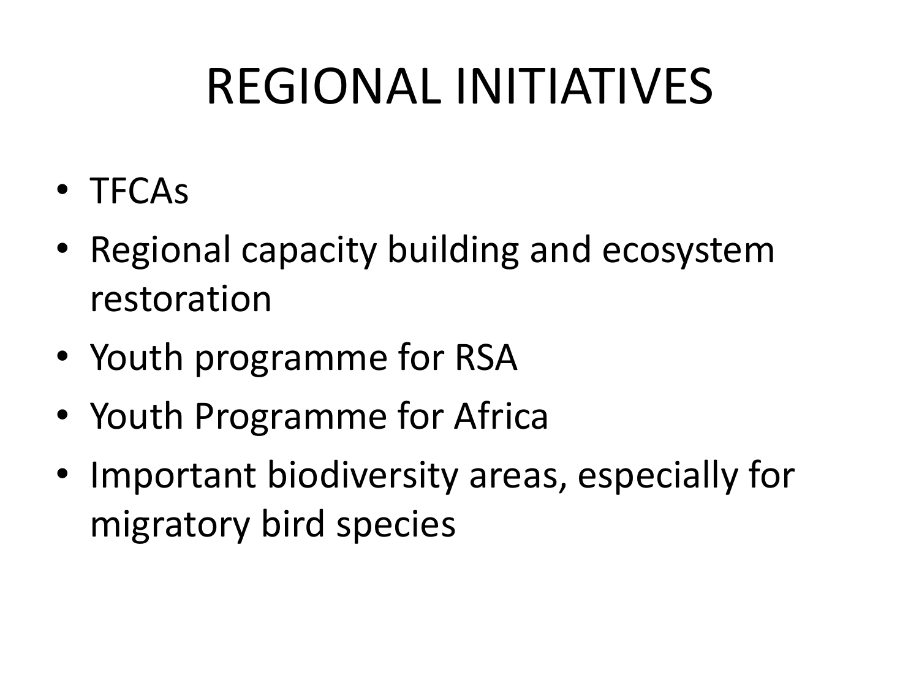# REGIONAL INITIATIVES

- TFCAs
- Regional capacity building and ecosystem restoration
- Youth programme for RSA
- Youth Programme for Africa
- Important biodiversity areas, especially for migratory bird species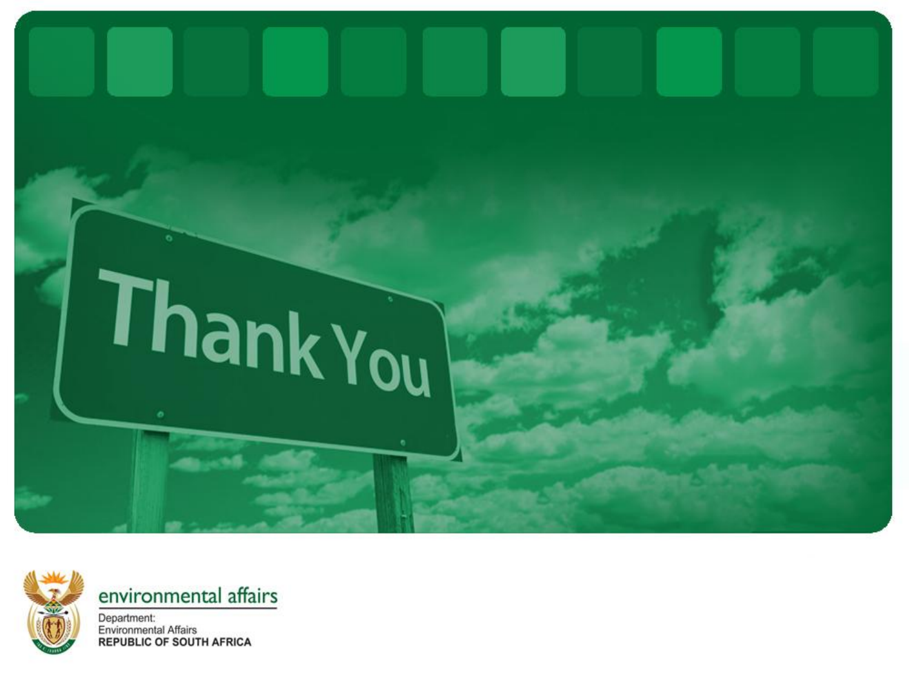Thank You

environmental affairs

Department:
Environmental Affairs
REPUBLIC OF SOUTH AFRICA